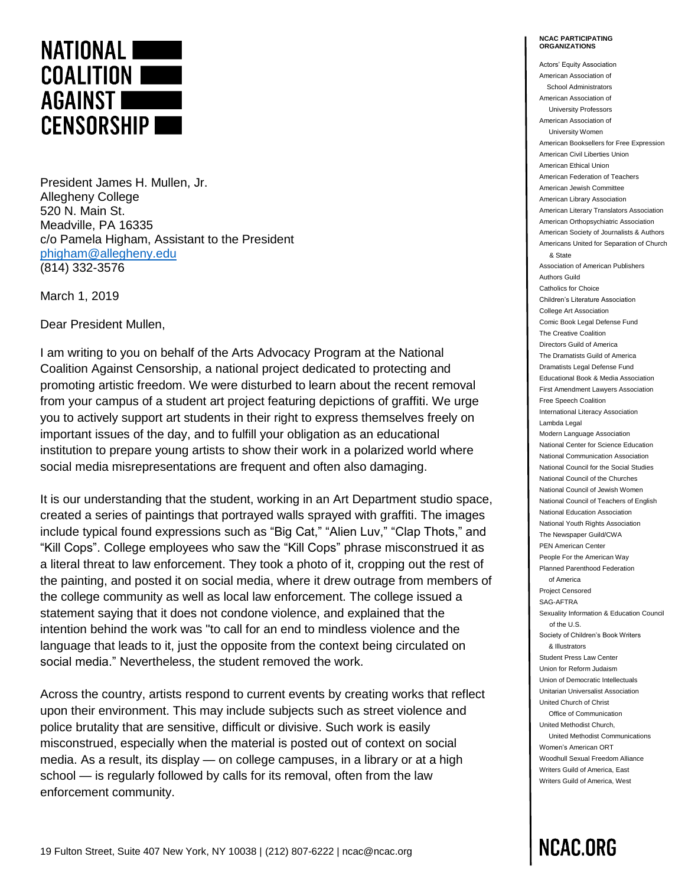# NATIONAL COALITION AGAINST CENSORSHIP

President James H. Mullen, Jr.
Allegheny College
520 N. Main St.
Meadville, PA 16335
c/o Pamela Higham, Assistant to the President
phigham@allegheny.edu
(814) 332-3576

March 1, 2019

Dear President Mullen,

I am writing to you on behalf of the Arts Advocacy Program at the National Coalition Against Censorship, a national project dedicated to protecting and promoting artistic freedom. We were disturbed to learn about the recent removal from your campus of a student art project featuring depictions of graffiti. We urge you to actively support art students in their right to express themselves freely on important issues of the day, and to fulfill your obligation as an educational institution to prepare young artists to show their work in a polarized world where social media misrepresentations are frequent and often also damaging.

It is our understanding that the student, working in an Art Department studio space, created a series of paintings that portrayed walls sprayed with graffiti. The images include typical found expressions such as "Big Cat," "Alien Luv," "Clap Thots," and "Kill Cops". College employees who saw the "Kill Cops" phrase misconstrued it as a literal threat to law enforcement. They took a photo of it, cropping out the rest of the painting, and posted it on social media, where it drew outrage from members of the college community as well as local law enforcement. The college issued a statement saying that it does not condone violence, and explained that the intention behind the work was "to call for an end to mindless violence and the language that leads to it, just the opposite from the context being circulated on social media." Nevertheless, the student removed the work.

Across the country, artists respond to current events by creating works that reflect upon their environment. This may include subjects such as street violence and police brutality that are sensitive, difficult or divisive. Such work is easily misconstrued, especially when the material is posted out of context on social media. As a result, its display — on college campuses, in a library or at a high school — is regularly followed by calls for its removal, often from the law enforcement community.

**NCAC PARTICIPATING ORGANIZATIONS**

Actors' Equity Association
American Association of School Administrators
American Association of University Professors
American Association of University Women
American Booksellers for Free Expression
American Civil Liberties Union
American Ethical Union
American Federation of Teachers
American Jewish Committee
American Library Association
American Literary Translators Association
American Orthopsychiatric Association
American Society of Journalists & Authors
Americans United for Separation of Church & State
Association of American Publishers
Authors Guild
Catholics for Choice
Children's Literature Association
College Art Association
Comic Book Legal Defense Fund
The Creative Coalition
Directors Guild of America
The Dramatists Guild of America
Dramatists Legal Defense Fund
Educational Book & Media Association
First Amendment Lawyers Association
Free Speech Coalition
International Literacy Association
Lambda Legal
Modern Language Association
National Center for Science Education
National Communication Association
National Council for the Social Studies
National Council of the Churches
National Council of Jewish Women
National Council of Teachers of English
National Education Association
National Youth Rights Association
The Newspaper Guild/CWA
PEN American Center
People For the American Way
Planned Parenthood Federation of America
Project Censored
SAG-AFTRA
Sexuality Information & Education Council of the U.S.
Society of Children's Book Writers & Illustrators
Student Press Law Center
Union for Reform Judaism
Union of Democratic Intellectuals
Unitarian Universalist Association
United Church of Christ Office of Communication
United Methodist Church, United Methodist Communications
Women's American ORT
Woodhull Sexual Freedom Alliance
Writers Guild of America, East
Writers Guild of America, West

19 Fulton Street, Suite 407 New York, NY 10038 | (212) 807-6222 | ncac@ncac.org

NCAC.ORG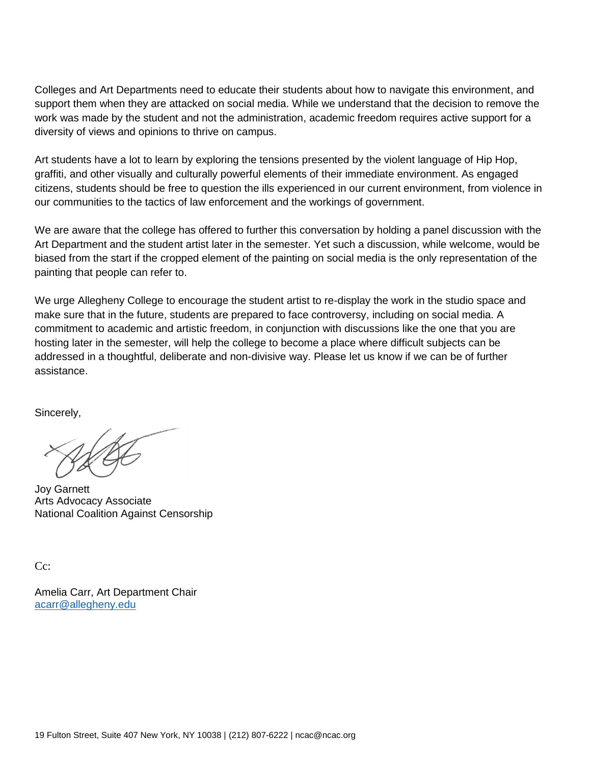Colleges and Art Departments need to educate their students about how to navigate this environment, and support them when they are attacked on social media. While we understand that the decision to remove the work was made by the student and not the administration, academic freedom requires active support for a diversity of views and opinions to thrive on campus.

Art students have a lot to learn by exploring the tensions presented by the violent language of Hip Hop, graffiti, and other visually and culturally powerful elements of their immediate environment. As engaged citizens, students should be free to question the ills experienced in our current environment, from violence in our communities to the tactics of law enforcement and the workings of government.

We are aware that the college has offered to further this conversation by holding a panel discussion with the Art Department and the student artist later in the semester. Yet such a discussion, while welcome, would be biased from the start if the cropped element of the painting on social media is the only representation of the painting that people can refer to.

We urge Allegheny College to encourage the student artist to re-display the work in the studio space and make sure that in the future, students are prepared to face controversy, including on social media. A commitment to academic and artistic freedom, in conjunction with discussions like the one that you are hosting later in the semester, will help the college to become a place where difficult subjects can be addressed in a thoughtful, deliberate and non-divisive way. Please let us know if we can be of further assistance.

Sincerely,

Joy Garnett
Arts Advocacy Associate
National Coalition Against Censorship

Cc:

Amelia Carr, Art Department Chair
acarr@allegheny.edu

19 Fulton Street, Suite 407 New York, NY 10038 | (212) 807-6222 | ncac@ncac.org